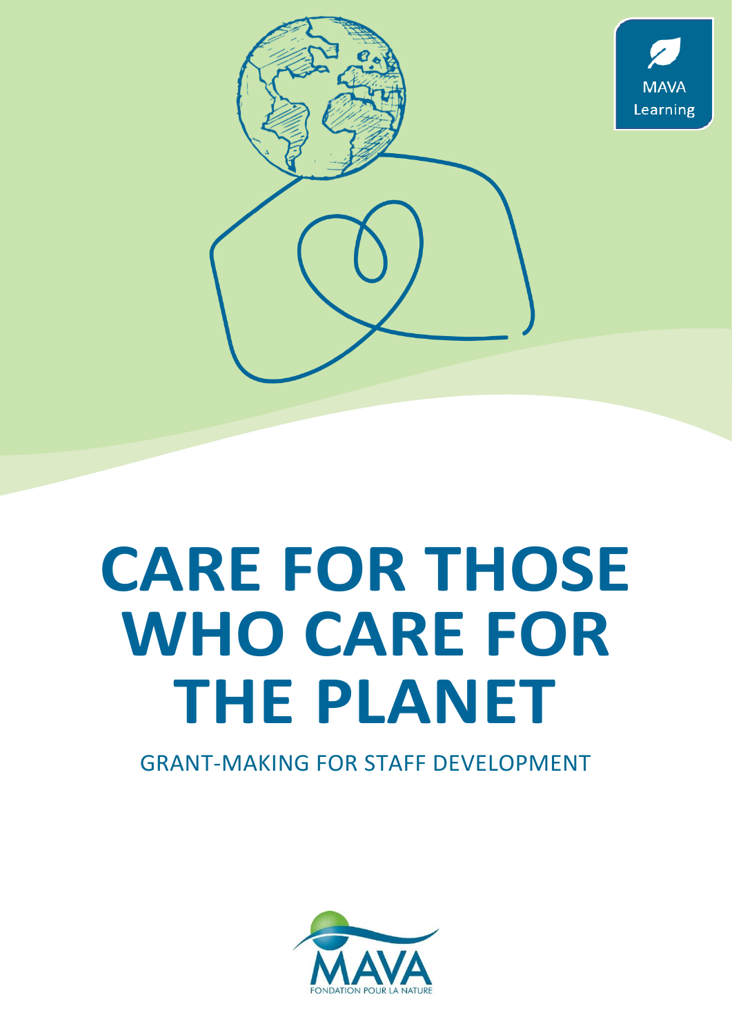MAVA Learning

# CARE FOR THOSE WHO CARE FOR THE PLANET

GRANT-MAKING FOR STAFF DEVELOPMENT

MAVA

FONDATION POUR LA NATURE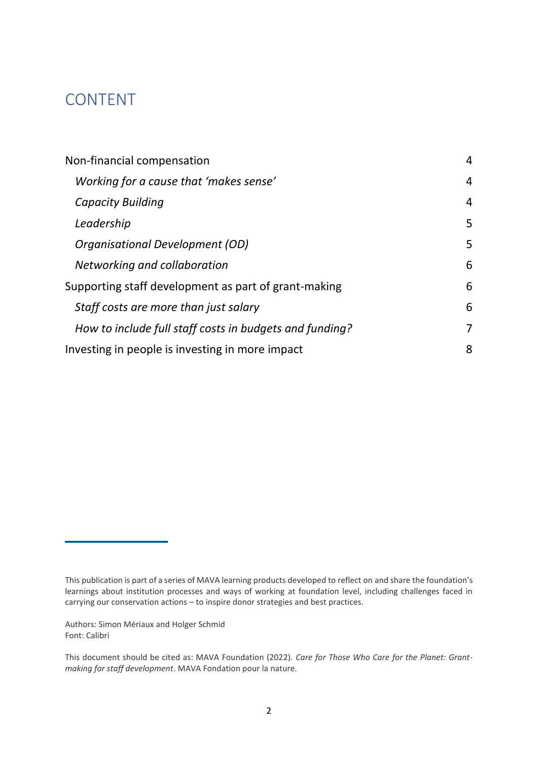# CONTENT

| | |
|---|---|
| Non-financial compensation | 4 |
| *Working for a cause that 'makes sense'* | 4 |
| *Capacity Building* | 4 |
| *Leadership* | 5 |
| *Organisational Development (OD)* | 5 |
| *Networking and collaboration* | 6 |
| Supporting staff development as part of grant-making | 6 |
| *Staff costs are more than just salary* | 6 |
| *How to include full staff costs in budgets and funding?* | 7 |
| Investing in people is investing in more impact | 8 |

---

This publication is part of a series of MAVA learning products developed to reflect on and share the foundation's learnings about institution processes and ways of working at foundation level, including challenges faced in carrying our conservation actions – to inspire donor strategies and best practices.

Authors: Simon Mériaux and Holger Schmid
Font: Calibri

This document should be cited as: MAVA Foundation (2022). *Care for Those Who Care for the Planet: Grant-making for staff development*. MAVA Fondation pour la nature.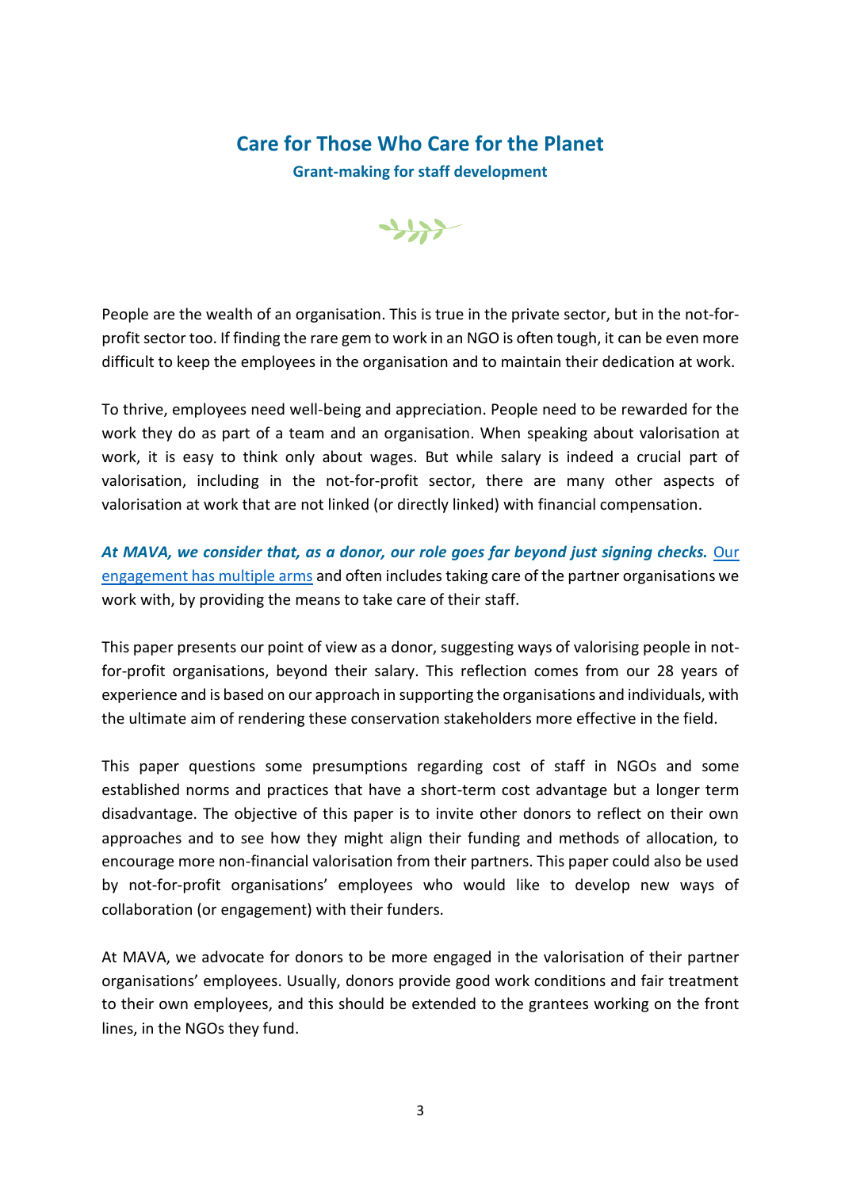# Care for Those Who Care for the Planet

**Grant-making for staff development**

People are the wealth of an organisation. This is true in the private sector, but in the not-for-profit sector too. If finding the rare gem to work in an NGO is often tough, it can be even more difficult to keep the employees in the organisation and to maintain their dedication at work.

To thrive, employees need well-being and appreciation. People need to be rewarded for the work they do as part of a team and an organisation. When speaking about valorisation at work, it is easy to think only about wages. But while salary is indeed a crucial part of valorisation, including in the not-for-profit sector, there are many other aspects of valorisation at work that are not linked (or directly linked) with financial compensation.

***At MAVA, we consider that, as a donor, our role goes far beyond just signing checks.*** Our engagement has multiple arms and often includes taking care of the partner organisations we work with, by providing the means to take care of their staff.

This paper presents our point of view as a donor, suggesting ways of valorising people in not-for-profit organisations, beyond their salary. This reflection comes from our 28 years of experience and is based on our approach in supporting the organisations and individuals, with the ultimate aim of rendering these conservation stakeholders more effective in the field.

This paper questions some presumptions regarding cost of staff in NGOs and some established norms and practices that have a short-term cost advantage but a longer term disadvantage. The objective of this paper is to invite other donors to reflect on their own approaches and to see how they might align their funding and methods of allocation, to encourage more non-financial valorisation from their partners. This paper could also be used by not-for-profit organisations' employees who would like to develop new ways of collaboration (or engagement) with their funders.

At MAVA, we advocate for donors to be more engaged in the valorisation of their partner organisations' employees. Usually, donors provide good work conditions and fair treatment to their own employees, and this should be extended to the grantees working on the front lines, in the NGOs they fund.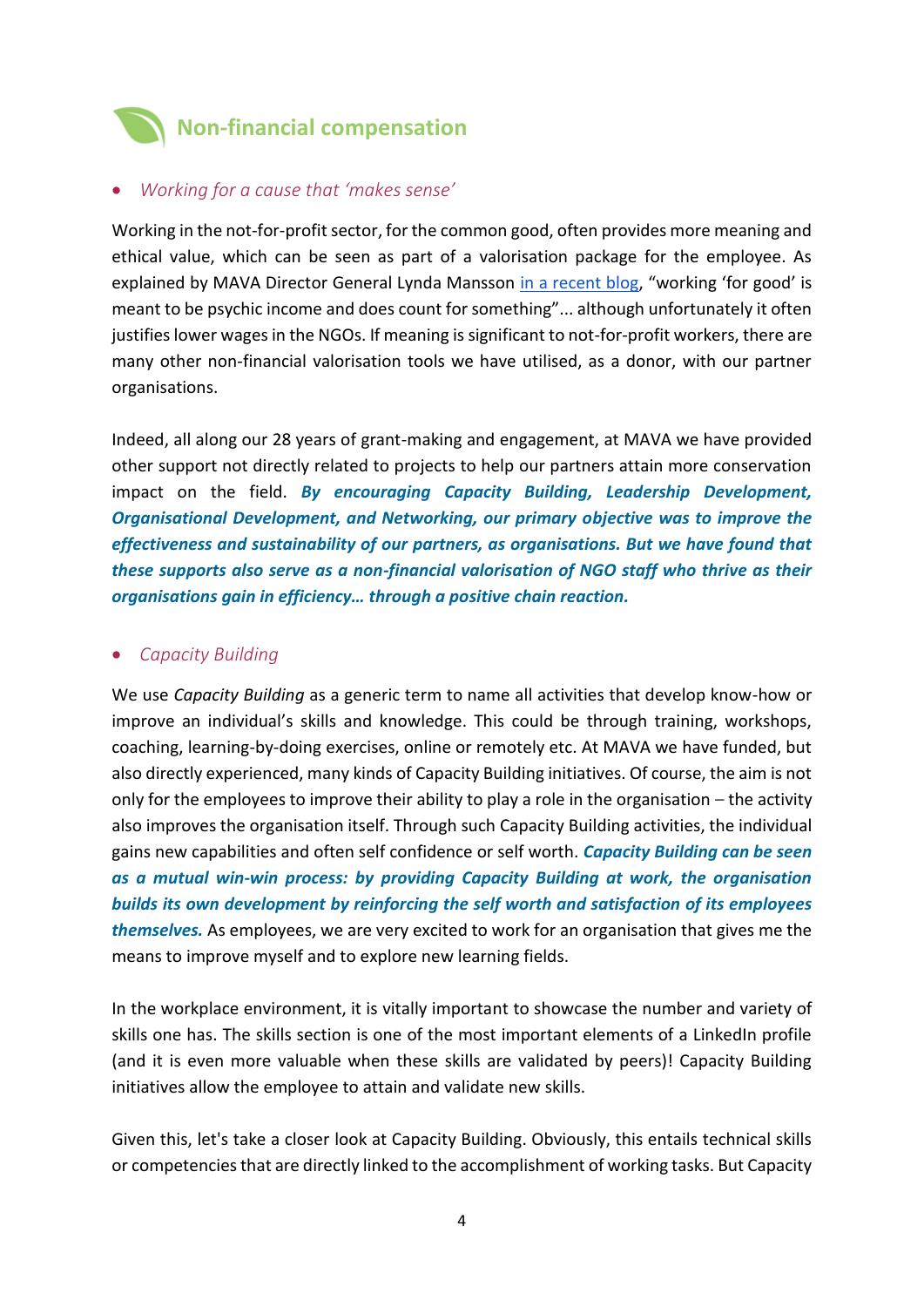## Non-financial compensation

- *Working for a cause that 'makes sense'*

Working in the not-for-profit sector, for the common good, often provides more meaning and ethical value, which can be seen as part of a valorisation package for the employee. As explained by MAVA Director General Lynda Mansson [in a recent blog](), "working 'for good' is meant to be psychic income and does count for something"... although unfortunately it often justifies lower wages in the NGOs. If meaning is significant to not-for-profit workers, there are many other non-financial valorisation tools we have utilised, as a donor, with our partner organisations.

Indeed, all along our 28 years of grant-making and engagement, at MAVA we have provided other support not directly related to projects to help our partners attain more conservation impact on the field. ***By encouraging Capacity Building, Leadership Development, Organisational Development, and Networking, our primary objective was to improve the effectiveness and sustainability of our partners, as organisations. But we have found that these supports also serve as a non-financial valorisation of NGO staff who thrive as their organisations gain in efficiency… through a positive chain reaction.***

- *Capacity Building*

We use *Capacity Building* as a generic term to name all activities that develop know-how or improve an individual's skills and knowledge. This could be through training, workshops, coaching, learning-by-doing exercises, online or remotely etc. At MAVA we have funded, but also directly experienced, many kinds of Capacity Building initiatives. Of course, the aim is not only for the employees to improve their ability to play a role in the organisation – the activity also improves the organisation itself. Through such Capacity Building activities, the individual gains new capabilities and often self confidence or self worth. ***Capacity Building can be seen as a mutual win-win process: by providing Capacity Building at work, the organisation builds its own development by reinforcing the self worth and satisfaction of its employees themselves.*** As employees, we are very excited to work for an organisation that gives me the means to improve myself and to explore new learning fields.

In the workplace environment, it is vitally important to showcase the number and variety of skills one has. The skills section is one of the most important elements of a LinkedIn profile (and it is even more valuable when these skills are validated by peers)! Capacity Building initiatives allow the employee to attain and validate new skills.

Given this, let's take a closer look at Capacity Building. Obviously, this entails technical skills or competencies that are directly linked to the accomplishment of working tasks. But Capacity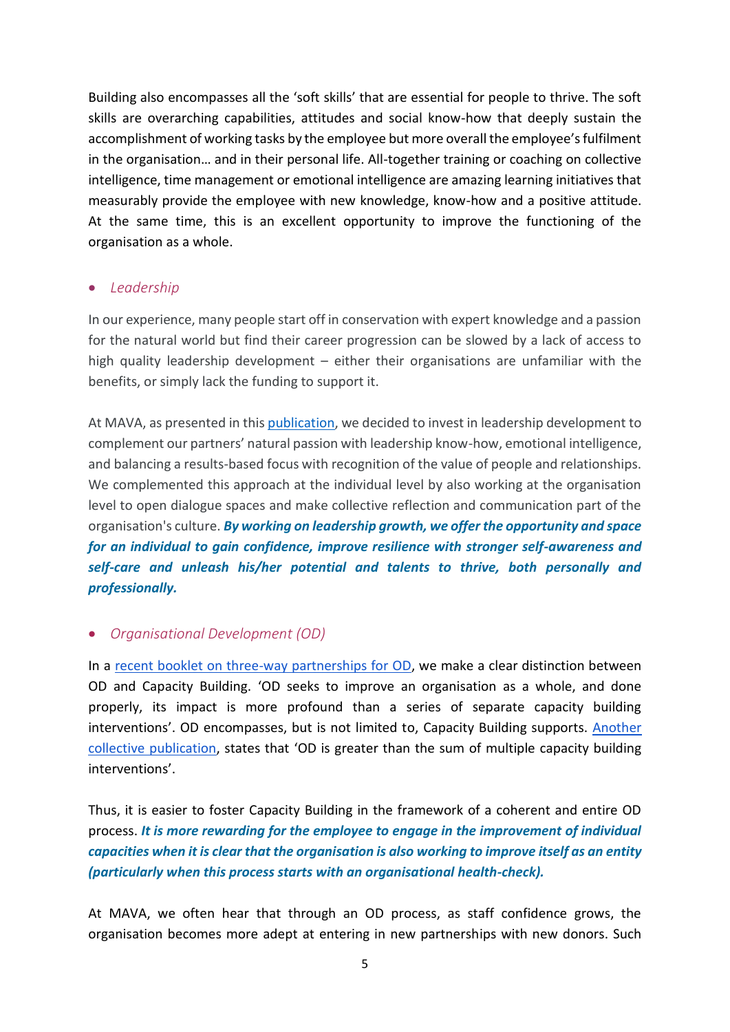Building also encompasses all the 'soft skills' that are essential for people to thrive. The soft skills are overarching capabilities, attitudes and social know-how that deeply sustain the accomplishment of working tasks by the employee but more overall the employee's fulfilment in the organisation… and in their personal life. All-together training or coaching on collective intelligence, time management or emotional intelligence are amazing learning initiatives that measurably provide the employee with new knowledge, know-how and a positive attitude. At the same time, this is an excellent opportunity to improve the functioning of the organisation as a whole.

- *Leadership*

In our experience, many people start off in conservation with expert knowledge and a passion for the natural world but find their career progression can be slowed by a lack of access to high quality leadership development – either their organisations are unfamiliar with the benefits, or simply lack the funding to support it.

At MAVA, as presented in this publication, we decided to invest in leadership development to complement our partners' natural passion with leadership know-how, emotional intelligence, and balancing a results-based focus with recognition of the value of people and relationships. We complemented this approach at the individual level by also working at the organisation level to open dialogue spaces and make collective reflection and communication part of the organisation's culture. ***By working on leadership growth, we offer the opportunity and space for an individual to gain confidence, improve resilience with stronger self-awareness and self-care and unleash his/her potential and talents to thrive, both personally and professionally.***

- *Organisational Development (OD)*

In a recent booklet on three-way partnerships for OD, we make a clear distinction between OD and Capacity Building. 'OD seeks to improve an organisation as a whole, and done properly, its impact is more profound than a series of separate capacity building interventions'. OD encompasses, but is not limited to, Capacity Building supports. Another collective publication, states that 'OD is greater than the sum of multiple capacity building interventions'.

Thus, it is easier to foster Capacity Building in the framework of a coherent and entire OD process. ***It is more rewarding for the employee to engage in the improvement of individual capacities when it is clear that the organisation is also working to improve itself as an entity (particularly when this process starts with an organisational health-check).***

At MAVA, we often hear that through an OD process, as staff confidence grows, the organisation becomes more adept at entering in new partnerships with new donors. Such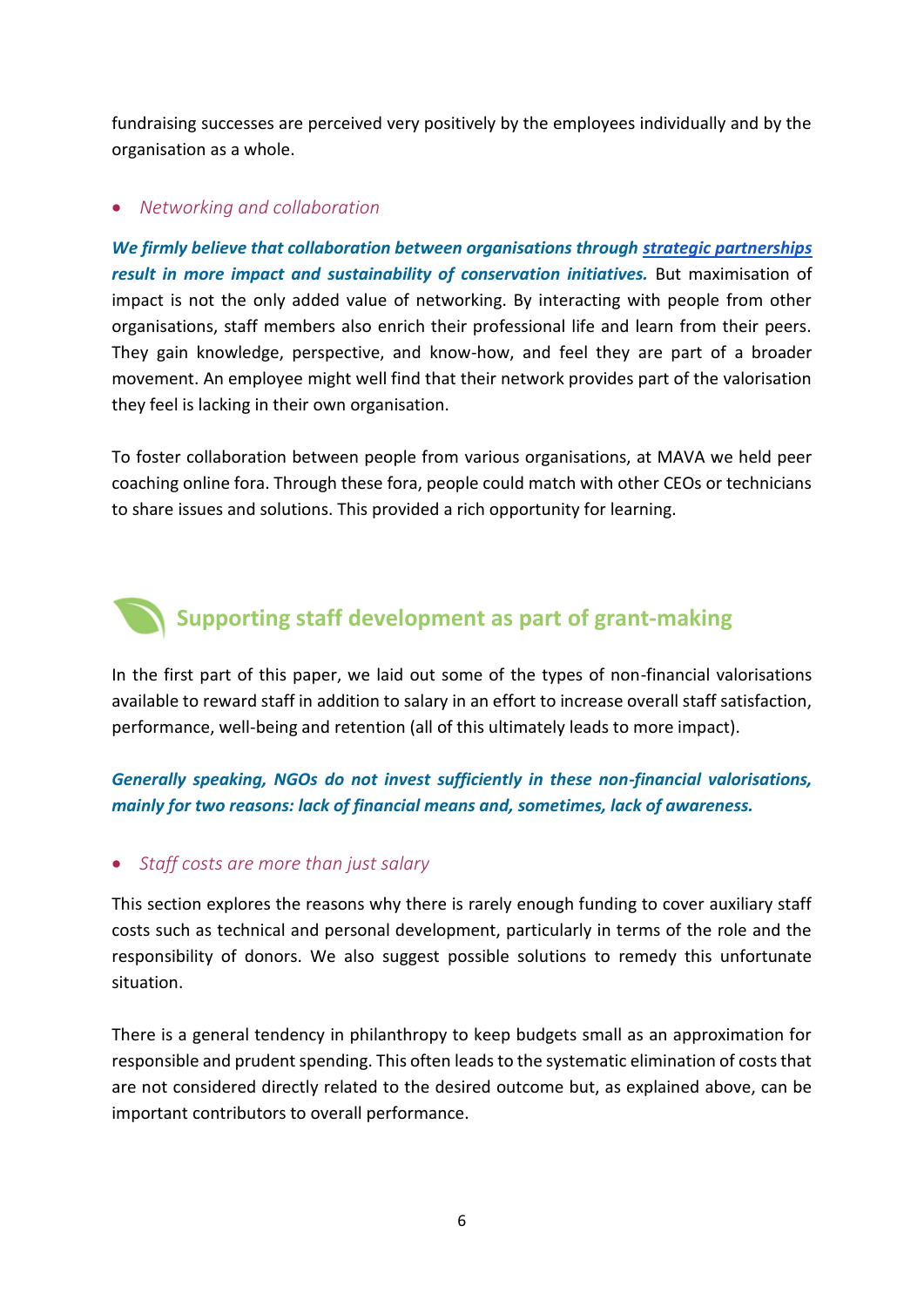fundraising successes are perceived very positively by the employees individually and by the organisation as a whole.

- *Networking and collaboration*

***We firmly believe that collaboration between organisations through strategic partnerships result in more impact and sustainability of conservation initiatives.*** But maximisation of impact is not the only added value of networking. By interacting with people from other organisations, staff members also enrich their professional life and learn from their peers. They gain knowledge, perspective, and know-how, and feel they are part of a broader movement. An employee might well find that their network provides part of the valorisation they feel is lacking in their own organisation.

To foster collaboration between people from various organisations, at MAVA we held peer coaching online fora. Through these fora, people could match with other CEOs or technicians to share issues and solutions. This provided a rich opportunity for learning.

## Supporting staff development as part of grant-making

In the first part of this paper, we laid out some of the types of non-financial valorisations available to reward staff in addition to salary in an effort to increase overall staff satisfaction, performance, well-being and retention (all of this ultimately leads to more impact).

***Generally speaking, NGOs do not invest sufficiently in these non-financial valorisations, mainly for two reasons: lack of financial means and, sometimes, lack of awareness.***

- *Staff costs are more than just salary*

This section explores the reasons why there is rarely enough funding to cover auxiliary staff costs such as technical and personal development, particularly in terms of the role and the responsibility of donors. We also suggest possible solutions to remedy this unfortunate situation.

There is a general tendency in philanthropy to keep budgets small as an approximation for responsible and prudent spending. This often leads to the systematic elimination of costs that are not considered directly related to the desired outcome but, as explained above, can be important contributors to overall performance.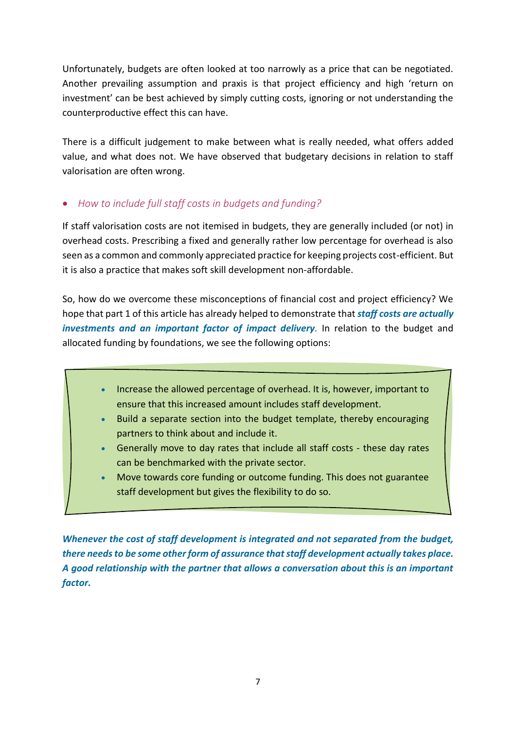Unfortunately, budgets are often looked at too narrowly as a price that can be negotiated. Another prevailing assumption and praxis is that project efficiency and high 'return on investment' can be best achieved by simply cutting costs, ignoring or not understanding the counterproductive effect this can have.

There is a difficult judgement to make between what is really needed, what offers added value, and what does not. We have observed that budgetary decisions in relation to staff valorisation are often wrong.

- *How to include full staff costs in budgets and funding?*

If staff valorisation costs are not itemised in budgets, they are generally included (or not) in overhead costs. Prescribing a fixed and generally rather low percentage for overhead is also seen as a common and commonly appreciated practice for keeping projects cost-efficient. But it is also a practice that makes soft skill development non-affordable.

So, how do we overcome these misconceptions of financial cost and project efficiency? We hope that part 1 of this article has already helped to demonstrate that ***staff costs are actually investments and an important factor of impact delivery***. In relation to the budget and allocated funding by foundations, we see the following options:

- Increase the allowed percentage of overhead. It is, however, important to ensure that this increased amount includes staff development.
- Build a separate section into the budget template, thereby encouraging partners to think about and include it.
- Generally move to day rates that include all staff costs - these day rates can be benchmarked with the private sector.
- Move towards core funding or outcome funding. This does not guarantee staff development but gives the flexibility to do so.

***Whenever the cost of staff development is integrated and not separated from the budget, there needs to be some other form of assurance that staff development actually takes place. A good relationship with the partner that allows a conversation about this is an important factor.***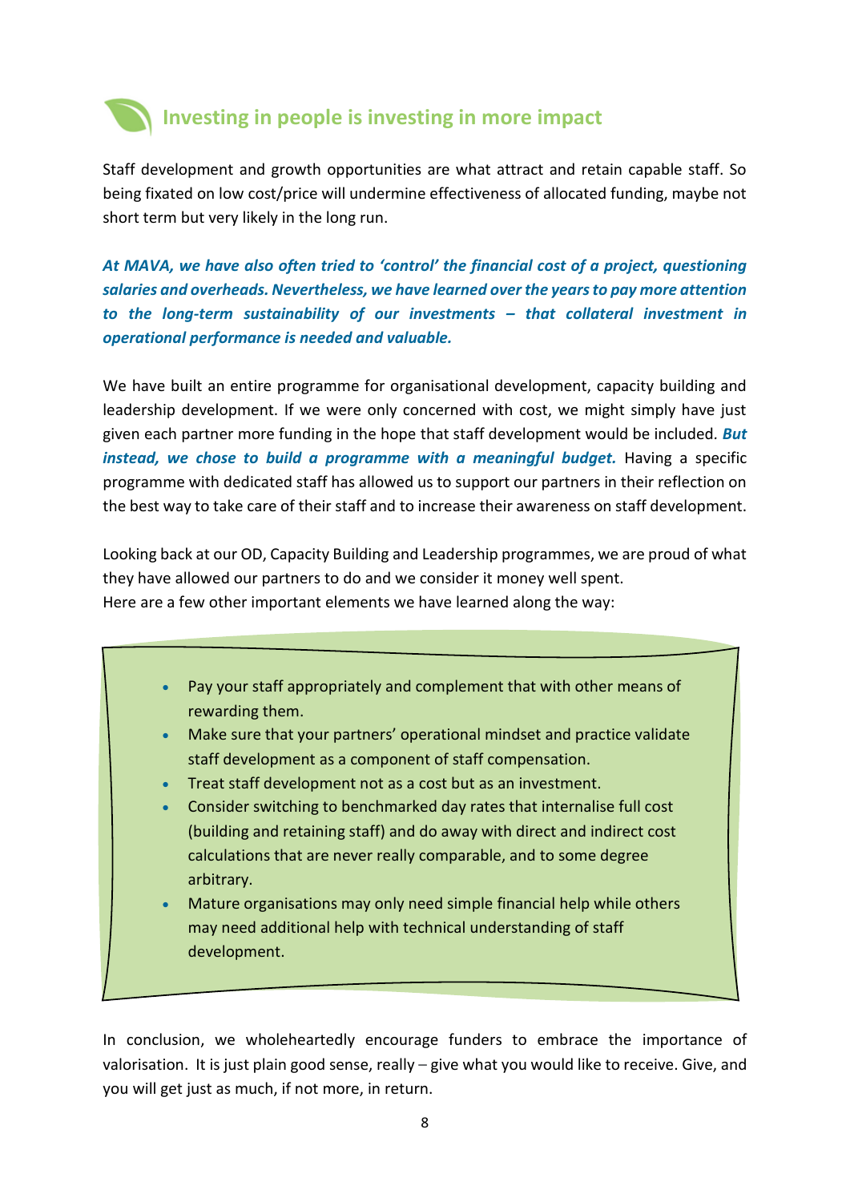## Investing in people is investing in more impact

Staff development and growth opportunities are what attract and retain capable staff. So being fixated on low cost/price will undermine effectiveness of allocated funding, maybe not short term but very likely in the long run.

***At MAVA, we have also often tried to 'control' the financial cost of a project, questioning salaries and overheads. Nevertheless, we have learned over the years to pay more attention to the long-term sustainability of our investments – that collateral investment in operational performance is needed and valuable.***

We have built an entire programme for organisational development, capacity building and leadership development. If we were only concerned with cost, we might simply have just given each partner more funding in the hope that staff development would be included. ***But instead, we chose to build a programme with a meaningful budget.*** Having a specific programme with dedicated staff has allowed us to support our partners in their reflection on the best way to take care of their staff and to increase their awareness on staff development.

Looking back at our OD, Capacity Building and Leadership programmes, we are proud of what they have allowed our partners to do and we consider it money well spent.
Here are a few other important elements we have learned along the way:

- Pay your staff appropriately and complement that with other means of rewarding them.
- Make sure that your partners' operational mindset and practice validate staff development as a component of staff compensation.
- Treat staff development not as a cost but as an investment.
- Consider switching to benchmarked day rates that internalise full cost (building and retaining staff) and do away with direct and indirect cost calculations that are never really comparable, and to some degree arbitrary.
- Mature organisations may only need simple financial help while others may need additional help with technical understanding of staff development.

In conclusion, we wholeheartedly encourage funders to embrace the importance of valorisation. It is just plain good sense, really – give what you would like to receive. Give, and you will get just as much, if not more, in return.